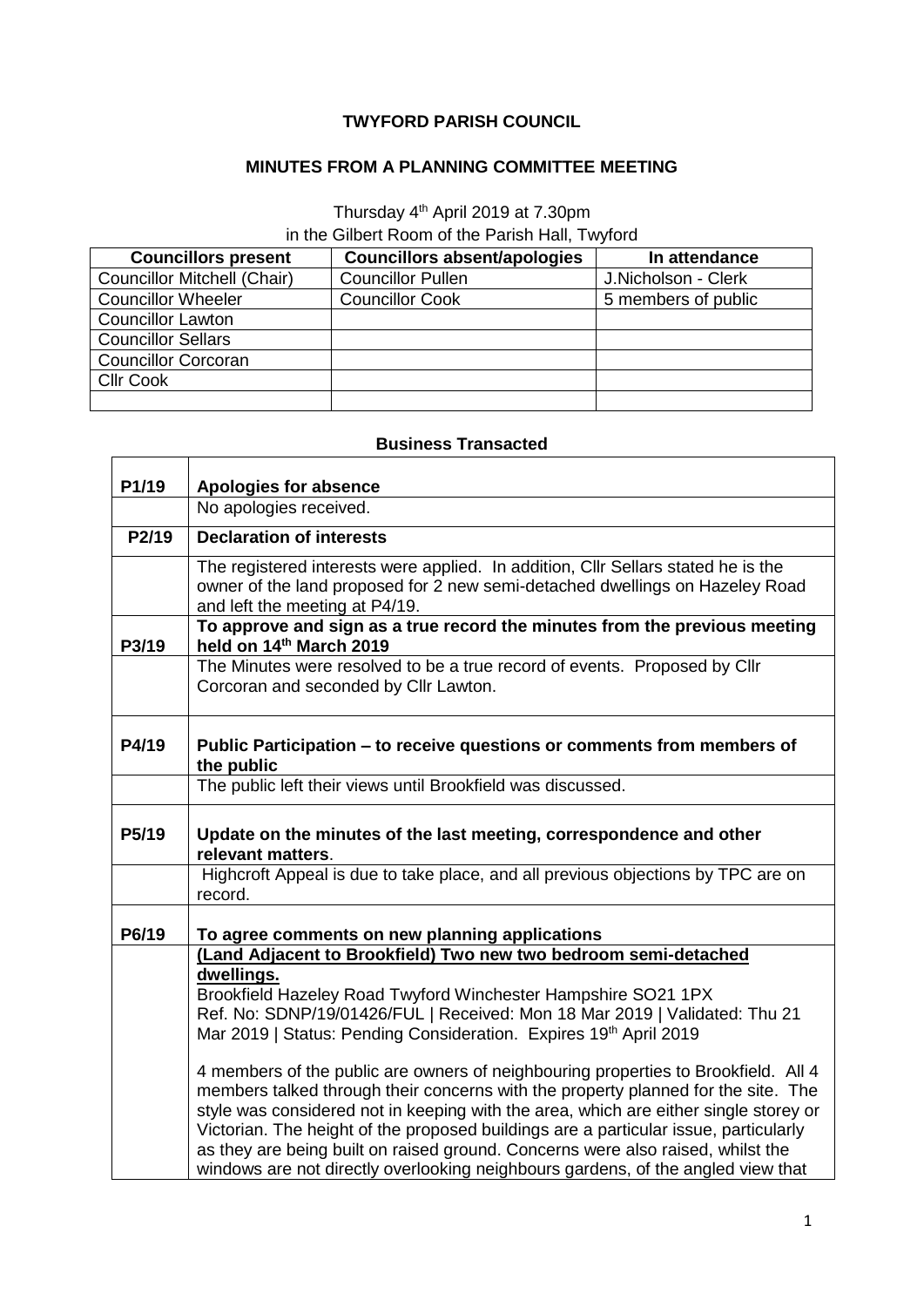**TWYFORD PARISH COUNCIL**

**MINUTES FROM A PLANNING COMMITTEE MEETING**

Thursday 4th April 2019 at 7.30pm
in the Gilbert Room of the Parish Hall, Twyford

| Councillors present | Councillors absent/apologies | In attendance |
|---|---|---|
| Councillor Mitchell (Chair) | Councillor Pullen | J.Nicholson - Clerk |
| Councillor Wheeler | Councillor Cook | 5 members of public |
| Councillor Lawton | | |
| Councillor Sellars | | |
| Councillor Corcoran | | |
| Cllr Cook | | |
| | | |

**Business Transacted**

| | |
|---|---|
| **P1/19** | **Apologies for absence** |
| | No apologies received. |
| **P2/19** | **Declaration of interests** |
| | The registered interests were applied. In addition, Cllr Sellars stated he is the owner of the land proposed for 2 new semi-detached dwellings on Hazeley Road and left the meeting at P4/19. |
| **P3/19** | **To approve and sign as a true record the minutes from the previous meeting held on 14th March 2019** |
| | The Minutes were resolved to be a true record of events. Proposed by Cllr Corcoran and seconded by Cllr Lawton. |
| **P4/19** | **Public Participation – to receive questions or comments from members of the public** |
| | The public left their views until Brookfield was discussed. |
| **P5/19** | **Update on the minutes of the last meeting, correspondence and other relevant matters**. |
| | Highcroft Appeal is due to take place, and all previous objections by TPC are on record. |
| **P6/19** | **To agree comments on new planning applications** |
| | **<u>(Land Adjacent to Brookfield) Two new two bedroom semi-detached dwellings.</u>**<br>Brookfield Hazeley Road Twyford Winchester Hampshire SO21 1PX<br>Ref. No: SDNP/19/01426/FUL \| Received: Mon 18 Mar 2019 \| Validated: Thu 21 Mar 2019 \| Status: Pending Consideration. Expires 19th April 2019<br><br>4 members of the public are owners of neighbouring properties to Brookfield. All 4 members talked through their concerns with the property planned for the site. The style was considered not in keeping with the area, which are either single storey or Victorian. The height of the proposed buildings are a particular issue, particularly as they are being built on raised ground. Concerns were also raised, whilst the windows are not directly overlooking neighbours gardens, of the angled view that |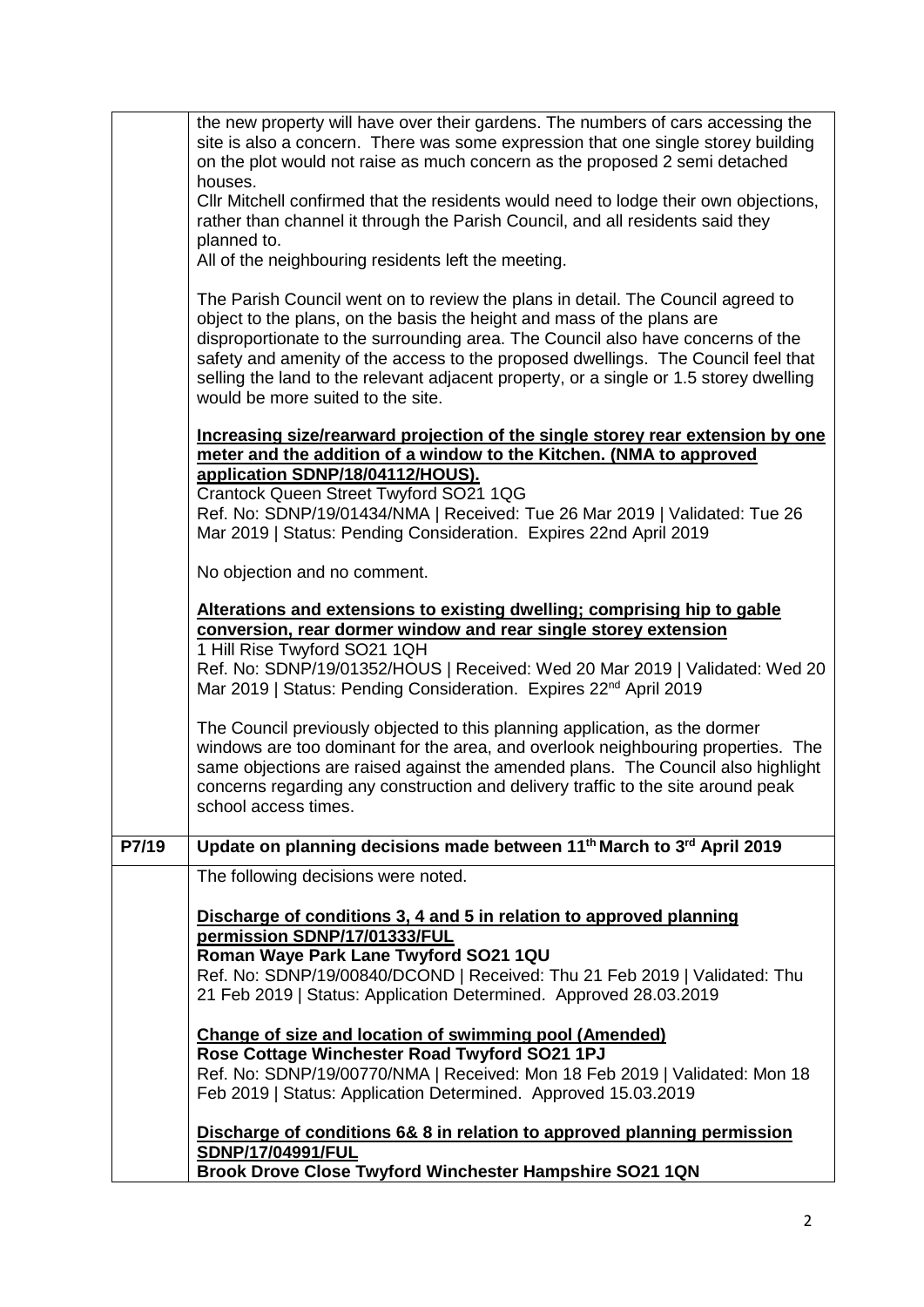| | |
|---|---|
| | the new property will have over their gardens. The numbers of cars accessing the site is also a concern. There was some expression that one single storey building on the plot would not raise as much concern as the proposed 2 semi detached houses.<br>Cllr Mitchell confirmed that the residents would need to lodge their own objections, rather than channel it through the Parish Council, and all residents said they planned to.<br>All of the neighbouring residents left the meeting.<br><br>The Parish Council went on to review the plans in detail. The Council agreed to object to the plans, on the basis the height and mass of the plans are disproportionate to the surrounding area. The Council also have concerns of the safety and amenity of the access to the proposed dwellings. The Council feel that selling the land to the relevant adjacent property, or a single or 1.5 storey dwelling would be more suited to the site.<br><br>**Increasing size/rearward projection of the single storey rear extension by one meter and the addition of a window to the Kitchen. (NMA to approved application SDNP/18/04112/HOUS).**<br>Crantock Queen Street Twyford SO21 1QG<br>Ref. No: SDNP/19/01434/NMA \| Received: Tue 26 Mar 2019 \| Validated: Tue 26 Mar 2019 \| Status: Pending Consideration. Expires 22nd April 2019<br><br>No objection and no comment.<br><br>**Alterations and extensions to existing dwelling; comprising hip to gable conversion, rear dormer window and rear single storey extension**<br>1 Hill Rise Twyford SO21 1QH<br>Ref. No: SDNP/19/01352/HOUS \| Received: Wed 20 Mar 2019 \| Validated: Wed 20 Mar 2019 \| Status: Pending Consideration. Expires 22nd April 2019<br><br>The Council previously objected to this planning application, as the dormer windows are too dominant for the area, and overlook neighbouring properties. The same objections are raised against the amended plans. The Council also highlight concerns regarding any construction and delivery traffic to the site around peak school access times. |
| **P7/19** | **Update on planning decisions made between 11th March to 3rd April 2019** |
| | The following decisions were noted.<br><br>**Discharge of conditions 3, 4 and 5 in relation to approved planning permission SDNP/17/01333/FUL**<br>**Roman Waye Park Lane Twyford SO21 1QU**<br>Ref. No: SDNP/19/00840/DCOND \| Received: Thu 21 Feb 2019 \| Validated: Thu 21 Feb 2019 \| Status: Application Determined. Approved 28.03.2019<br><br>**Change of size and location of swimming pool (Amended)**<br>**Rose Cottage Winchester Road Twyford SO21 1PJ**<br>Ref. No: SDNP/19/00770/NMA \| Received: Mon 18 Feb 2019 \| Validated: Mon 18 Feb 2019 \| Status: Application Determined. Approved 15.03.2019<br><br>**Discharge of conditions 6& 8 in relation to approved planning permission SDNP/17/04991/FUL**<br>**Brook Drove Close Twyford Winchester Hampshire SO21 1QN** |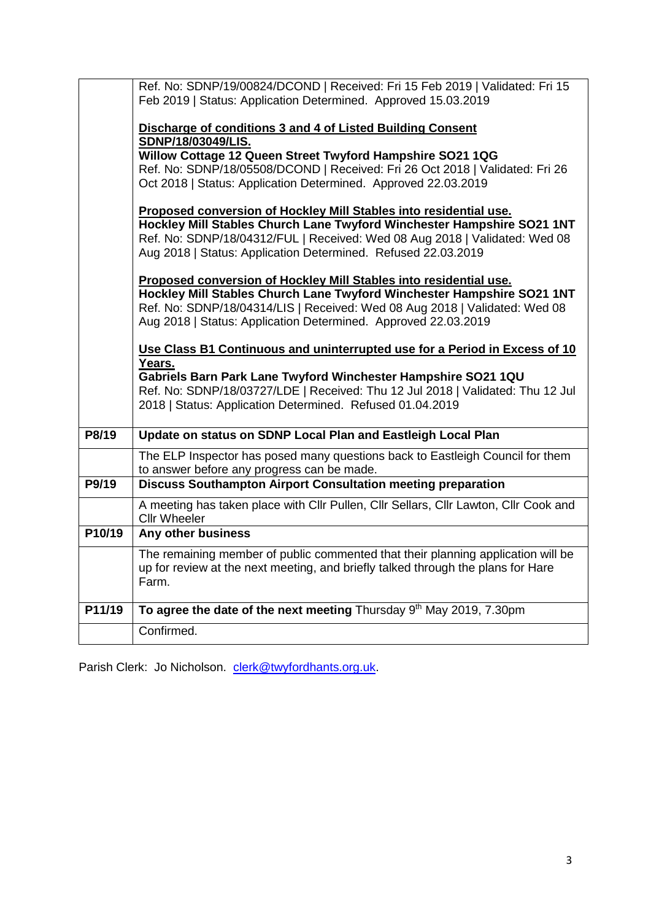| | |
|---|---|
| | Ref. No: SDNP/19/00824/DCOND \| Received: Fri 15 Feb 2019 \| Validated: Fri 15 Feb 2019 \| Status: Application Determined. Approved 15.03.2019<br><br>**Discharge of conditions 3 and 4 of Listed Building Consent SDNP/18/03049/LIS.**<br>**Willow Cottage 12 Queen Street Twyford Hampshire SO21 1QG**<br>Ref. No: SDNP/18/05508/DCOND \| Received: Fri 26 Oct 2018 \| Validated: Fri 26 Oct 2018 \| Status: Application Determined. Approved 22.03.2019<br><br>**Proposed conversion of Hockley Mill Stables into residential use.**<br>**Hockley Mill Stables Church Lane Twyford Winchester Hampshire SO21 1NT**<br>Ref. No: SDNP/18/04312/FUL \| Received: Wed 08 Aug 2018 \| Validated: Wed 08 Aug 2018 \| Status: Application Determined. Refused 22.03.2019<br><br>**Proposed conversion of Hockley Mill Stables into residential use.**<br>**Hockley Mill Stables Church Lane Twyford Winchester Hampshire SO21 1NT**<br>Ref. No: SDNP/18/04314/LIS \| Received: Wed 08 Aug 2018 \| Validated: Wed 08 Aug 2018 \| Status: Application Determined. Approved 22.03.2019<br><br>**Use Class B1 Continuous and uninterrupted use for a Period in Excess of 10 Years.**<br>**Gabriels Barn Park Lane Twyford Winchester Hampshire SO21 1QU**<br>Ref. No: SDNP/18/03727/LDE \| Received: Thu 12 Jul 2018 \| Validated: Thu 12 Jul 2018 \| Status: Application Determined. Refused 01.04.2019 |
| **P8/19** | **Update on status on SDNP Local Plan and Eastleigh Local Plan** |
| | The ELP Inspector has posed many questions back to Eastleigh Council for them to answer before any progress can be made. |
| **P9/19** | **Discuss Southampton Airport Consultation meeting preparation** |
| | A meeting has taken place with Cllr Pullen, Cllr Sellars, Cllr Lawton, Cllr Cook and Cllr Wheeler |
| **P10/19** | **Any other business** |
| | The remaining member of public commented that their planning application will be up for review at the next meeting, and briefly talked through the plans for Hare Farm. |
| **P11/19** | **To agree the date of the next meeting** Thursday 9th May 2019, 7.30pm |
| | Confirmed. |

Parish Clerk: Jo Nicholson. clerk@twyfordhants.org.uk.